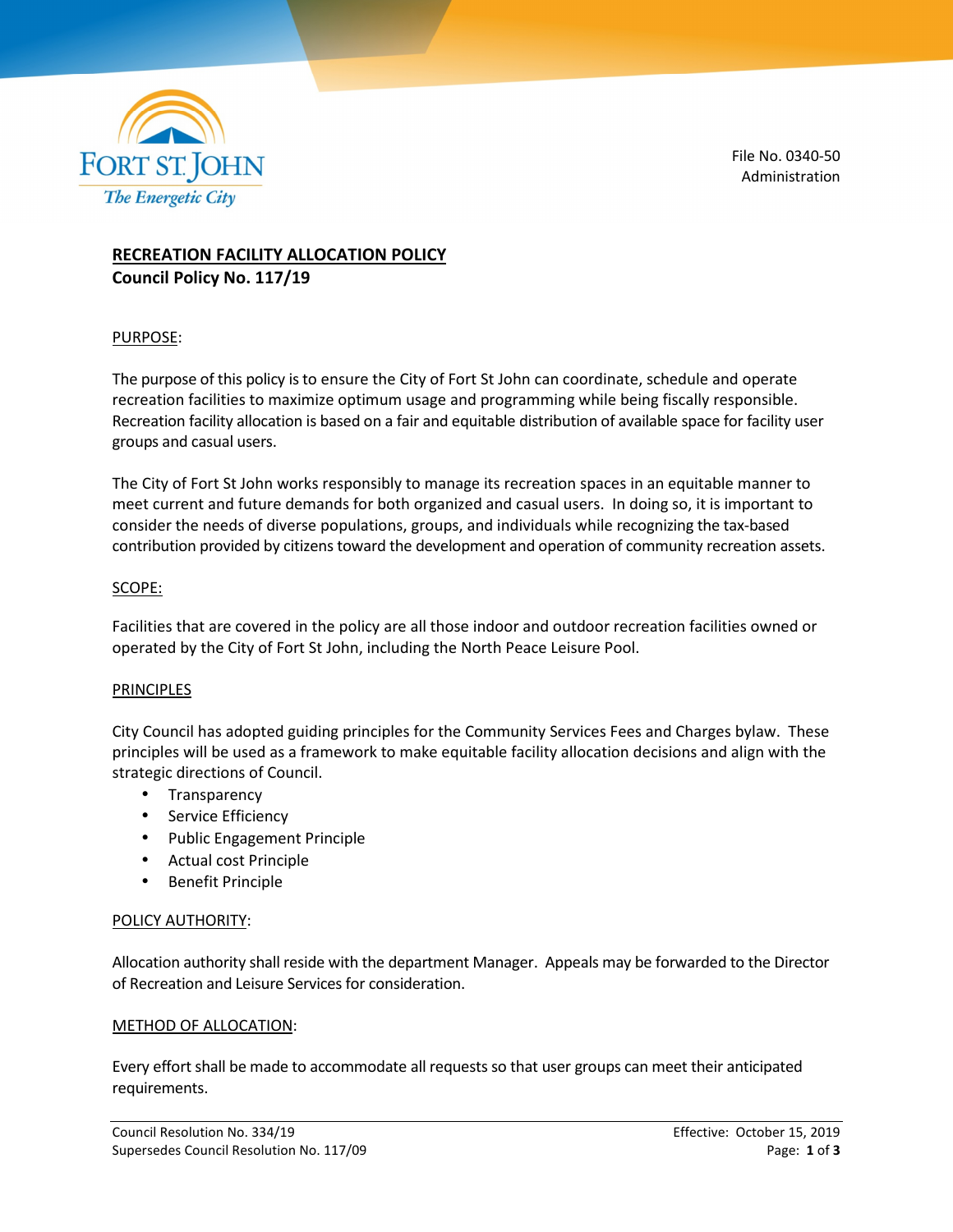File No. 0340-50
Administration

# RECREATION FACILITY ALLOCATION POLICY

**Council Policy No. 117/19**

## PURPOSE:

The purpose of this policy is to ensure the City of Fort St John can coordinate, schedule and operate recreation facilities to maximize optimum usage and programming while being fiscally responsible. Recreation facility allocation is based on a fair and equitable distribution of available space for facility user groups and casual users.

The City of Fort St John works responsibly to manage its recreation spaces in an equitable manner to meet current and future demands for both organized and casual users. In doing so, it is important to consider the needs of diverse populations, groups, and individuals while recognizing the tax-based contribution provided by citizens toward the development and operation of community recreation assets.

## SCOPE:

Facilities that are covered in the policy are all those indoor and outdoor recreation facilities owned or operated by the City of Fort St John, including the North Peace Leisure Pool.

## PRINCIPLES

City Council has adopted guiding principles for the Community Services Fees and Charges bylaw. These principles will be used as a framework to make equitable facility allocation decisions and align with the strategic directions of Council.

- Transparency
- Service Efficiency
- Public Engagement Principle
- Actual cost Principle
- Benefit Principle

## POLICY AUTHORITY:

Allocation authority shall reside with the department Manager. Appeals may be forwarded to the Director of Recreation and Leisure Services for consideration.

## METHOD OF ALLOCATION:

Every effort shall be made to accommodate all requests so that user groups can meet their anticipated requirements.

Council Resolution No. 334/19
Supersedes Council Resolution No. 117/09
Effective: October 15, 2019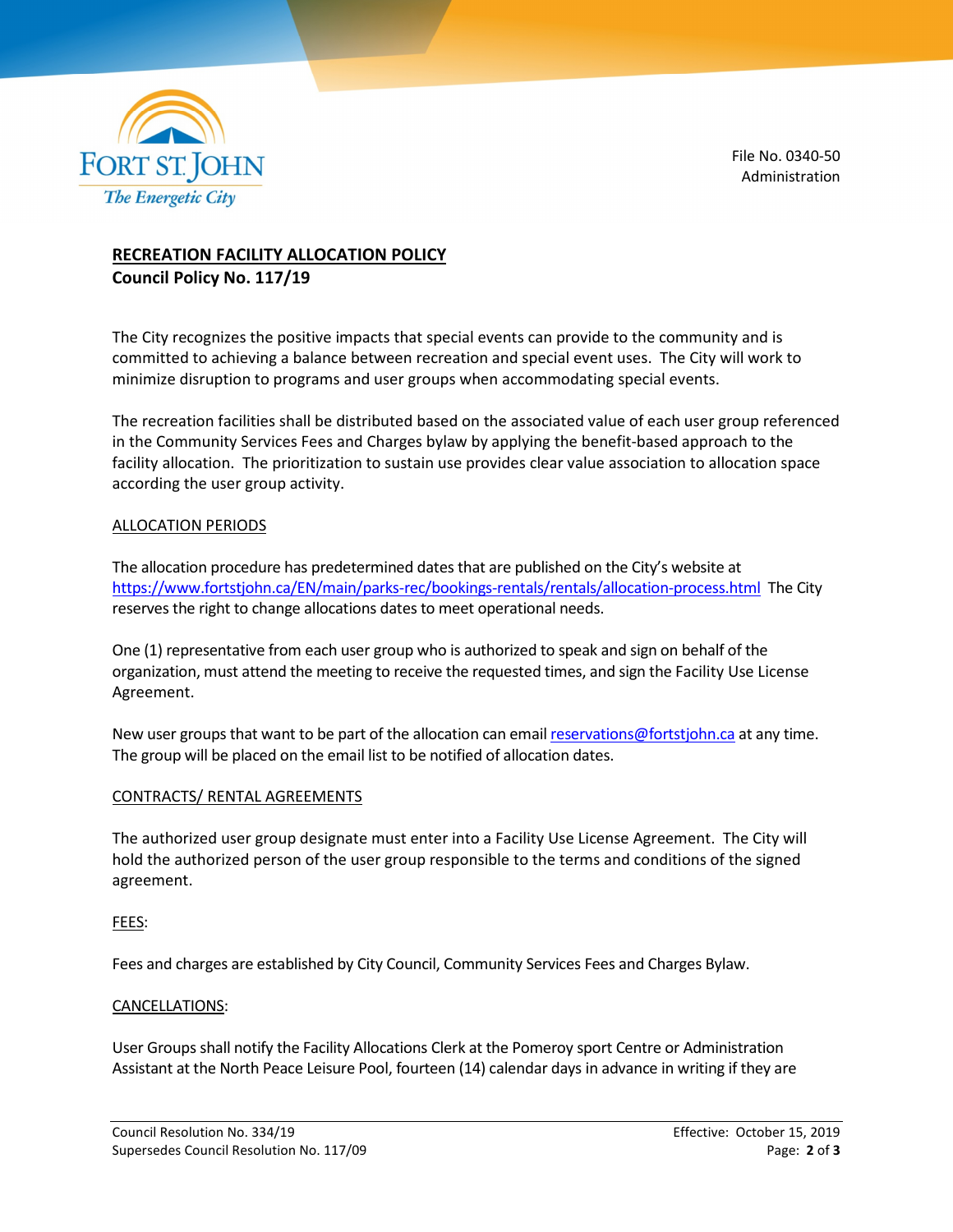File No. 0340-50
Administration

## RECREATION FACILITY ALLOCATION POLICY

**Council Policy No. 117/19**

The City recognizes the positive impacts that special events can provide to the community and is committed to achieving a balance between recreation and special event uses. The City will work to minimize disruption to programs and user groups when accommodating special events.

The recreation facilities shall be distributed based on the associated value of each user group referenced in the Community Services Fees and Charges bylaw by applying the benefit-based approach to the facility allocation. The prioritization to sustain use provides clear value association to allocation space according the user group activity.

### ALLOCATION PERIODS

The allocation procedure has predetermined dates that are published on the City's website at https://www.fortstjohn.ca/EN/main/parks-rec/bookings-rentals/rentals/allocation-process.html The City reserves the right to change allocations dates to meet operational needs.

One (1) representative from each user group who is authorized to speak and sign on behalf of the organization, must attend the meeting to receive the requested times, and sign the Facility Use License Agreement.

New user groups that want to be part of the allocation can email reservations@fortstjohn.ca at any time. The group will be placed on the email list to be notified of allocation dates.

### CONTRACTS/ RENTAL AGREEMENTS

The authorized user group designate must enter into a Facility Use License Agreement. The City will hold the authorized person of the user group responsible to the terms and conditions of the signed agreement.

### FEES:

Fees and charges are established by City Council, Community Services Fees and Charges Bylaw.

### CANCELLATIONS:

User Groups shall notify the Facility Allocations Clerk at the Pomeroy sport Centre or Administration Assistant at the North Peace Leisure Pool, fourteen (14) calendar days in advance in writing if they are

Council Resolution No. 334/19
Supersedes Council Resolution No. 117/09

Effective: October 15, 2019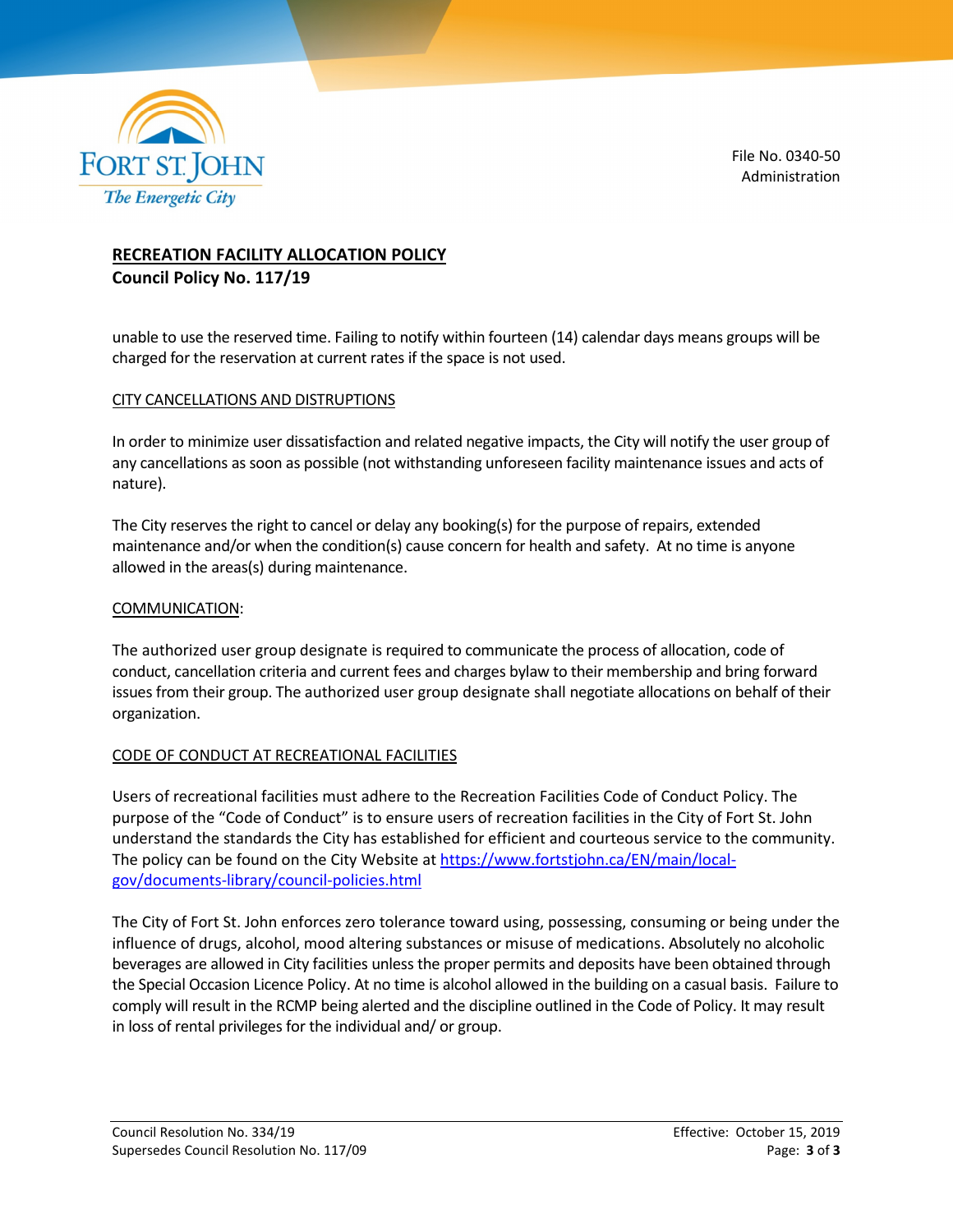unable to use the reserved time. Failing to notify within fourteen (14) calendar days means groups will be charged for the reservation at current rates if the space is not used.

CITY CANCELLATIONS AND DISTRUPTIONS

In order to minimize user dissatisfaction and related negative impacts, the City will notify the user group of any cancellations as soon as possible (not withstanding unforeseen facility maintenance issues and acts of nature).

The City reserves the right to cancel or delay any booking(s) for the purpose of repairs, extended maintenance and/or when the condition(s) cause concern for health and safety. At no time is anyone allowed in the areas(s) during maintenance.

COMMUNICATION:

The authorized user group designate is required to communicate the process of allocation, code of conduct, cancellation criteria and current fees and charges bylaw to their membership and bring forward issues from their group. The authorized user group designate shall negotiate allocations on behalf of their organization.

CODE OF CONDUCT AT RECREATIONAL FACILITIES

Users of recreational facilities must adhere to the Recreation Facilities Code of Conduct Policy. The purpose of the "Code of Conduct" is to ensure users of recreation facilities in the City of Fort St. John understand the standards the City has established for efficient and courteous service to the community. The policy can be found on the City Website at [https://www.fortstjohn.ca/EN/main/local-gov/documents-library/council-policies.html](https://www.fortstjohn.ca/EN/main/local-gov/documents-library/council-policies.html)

The City of Fort St. John enforces zero tolerance toward using, possessing, consuming or being under the influence of drugs, alcohol, mood altering substances or misuse of medications. Absolutely no alcoholic beverages are allowed in City facilities unless the proper permits and deposits have been obtained through the Special Occasion Licence Policy. At no time is alcohol allowed in the building on a casual basis. Failure to comply will result in the RCMP being alerted and the discipline outlined in the Code of Policy. It may result in loss of rental privileges for the individual and/ or group.